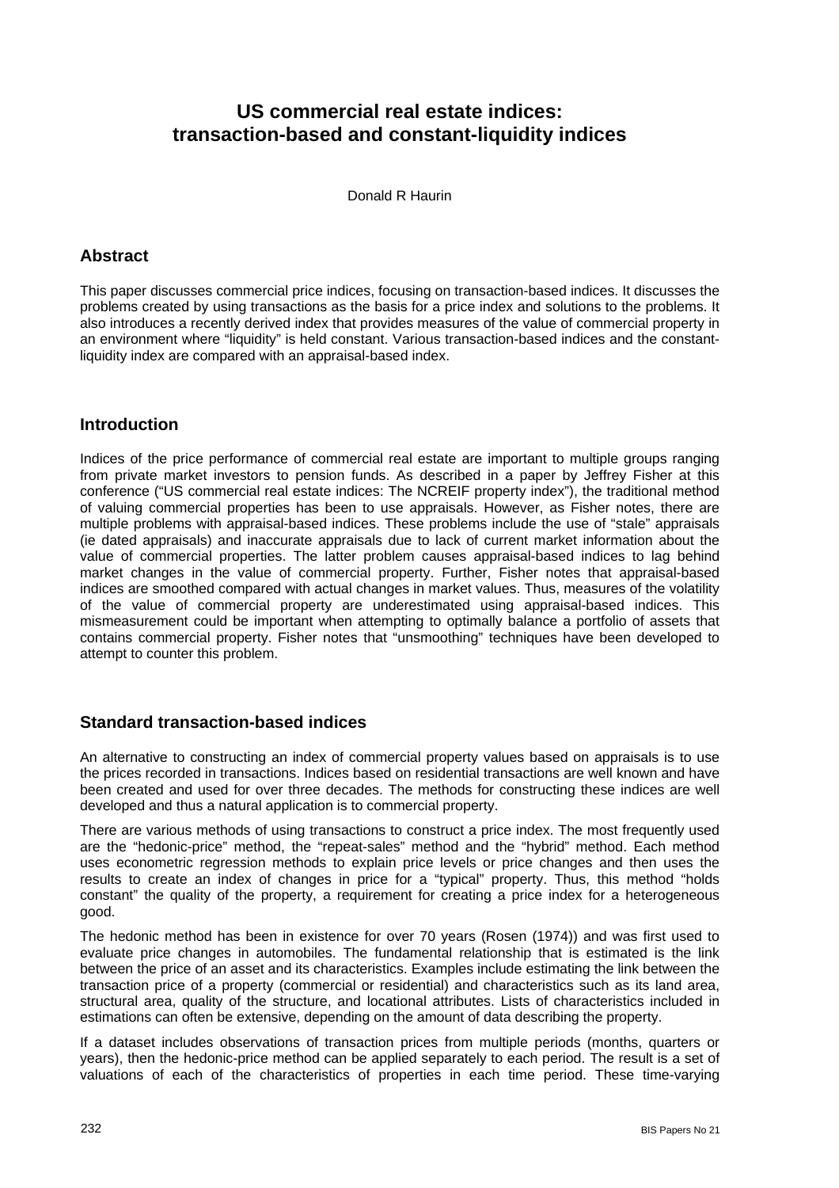# US commercial real estate indices: transaction-based and constant-liquidity indices

Donald R Haurin

## Abstract

This paper discusses commercial price indices, focusing on transaction-based indices. It discusses the problems created by using transactions as the basis for a price index and solutions to the problems. It also introduces a recently derived index that provides measures of the value of commercial property in an environment where "liquidity" is held constant. Various transaction-based indices and the constant-liquidity index are compared with an appraisal-based index.

## Introduction

Indices of the price performance of commercial real estate are important to multiple groups ranging from private market investors to pension funds. As described in a paper by Jeffrey Fisher at this conference ("US commercial real estate indices: The NCREIF property index"), the traditional method of valuing commercial properties has been to use appraisals. However, as Fisher notes, there are multiple problems with appraisal-based indices. These problems include the use of "stale" appraisals (ie dated appraisals) and inaccurate appraisals due to lack of current market information about the value of commercial properties. The latter problem causes appraisal-based indices to lag behind market changes in the value of commercial property. Further, Fisher notes that appraisal-based indices are smoothed compared with actual changes in market values. Thus, measures of the volatility of the value of commercial property are underestimated using appraisal-based indices. This mismeasurement could be important when attempting to optimally balance a portfolio of assets that contains commercial property. Fisher notes that "unsmoothing" techniques have been developed to attempt to counter this problem.

## Standard transaction-based indices

An alternative to constructing an index of commercial property values based on appraisals is to use the prices recorded in transactions. Indices based on residential transactions are well known and have been created and used for over three decades. The methods for constructing these indices are well developed and thus a natural application is to commercial property.

There are various methods of using transactions to construct a price index. The most frequently used are the "hedonic-price" method, the "repeat-sales" method and the "hybrid" method. Each method uses econometric regression methods to explain price levels or price changes and then uses the results to create an index of changes in price for a "typical" property. Thus, this method "holds constant" the quality of the property, a requirement for creating a price index for a heterogeneous good.

The hedonic method has been in existence for over 70 years (Rosen (1974)) and was first used to evaluate price changes in automobiles. The fundamental relationship that is estimated is the link between the price of an asset and its characteristics. Examples include estimating the link between the transaction price of a property (commercial or residential) and characteristics such as its land area, structural area, quality of the structure, and locational attributes. Lists of characteristics included in estimations can often be extensive, depending on the amount of data describing the property.

If a dataset includes observations of transaction prices from multiple periods (months, quarters or years), then the hedonic-price method can be applied separately to each period. The result is a set of valuations of each of the characteristics of properties in each time period. These time-varying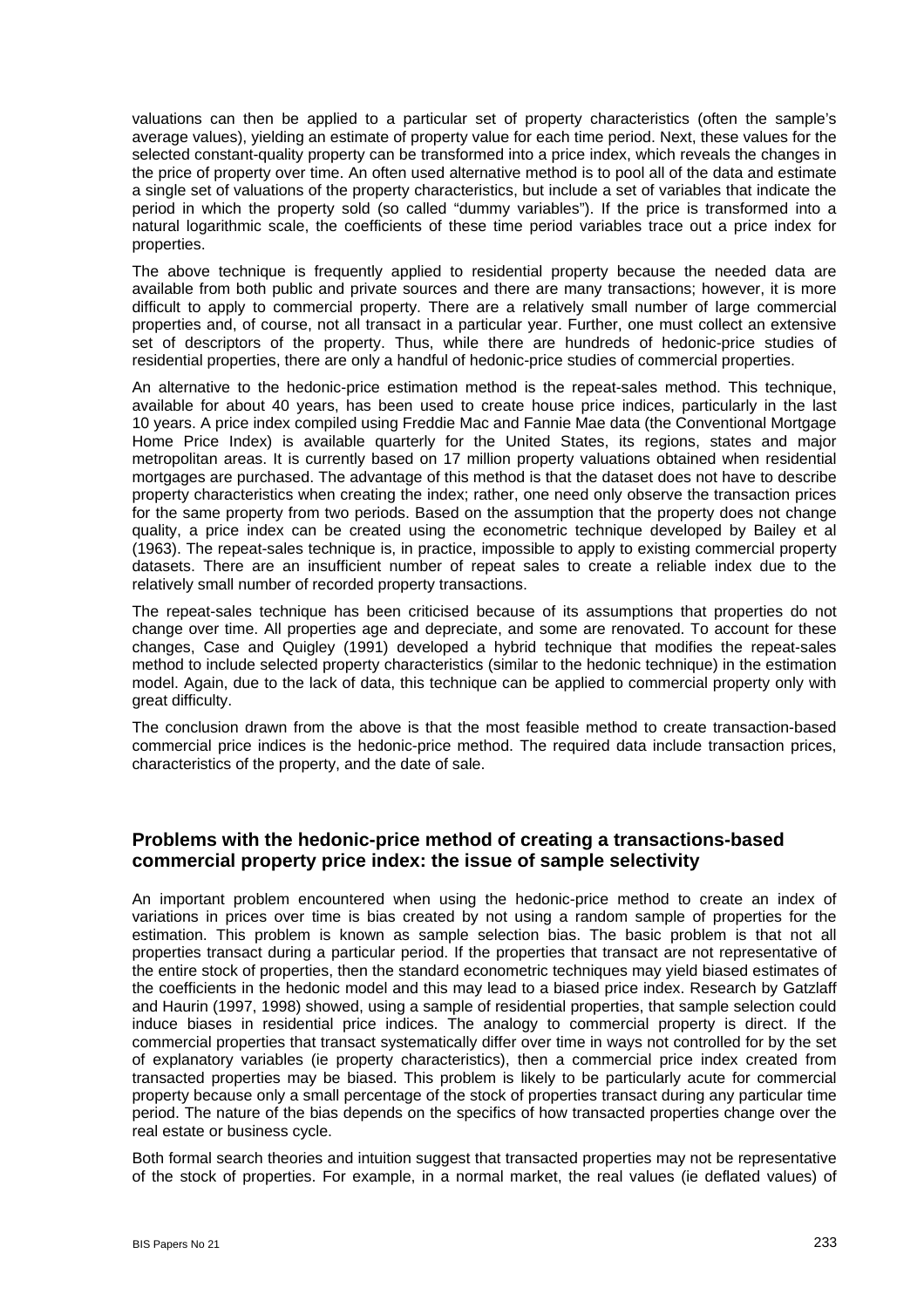valuations can then be applied to a particular set of property characteristics (often the sample's average values), yielding an estimate of property value for each time period. Next, these values for the selected constant-quality property can be transformed into a price index, which reveals the changes in the price of property over time. An often used alternative method is to pool all of the data and estimate a single set of valuations of the property characteristics, but include a set of variables that indicate the period in which the property sold (so called "dummy variables"). If the price is transformed into a natural logarithmic scale, the coefficients of these time period variables trace out a price index for properties.

The above technique is frequently applied to residential property because the needed data are available from both public and private sources and there are many transactions; however, it is more difficult to apply to commercial property. There are a relatively small number of large commercial properties and, of course, not all transact in a particular year. Further, one must collect an extensive set of descriptors of the property. Thus, while there are hundreds of hedonic-price studies of residential properties, there are only a handful of hedonic-price studies of commercial properties.

An alternative to the hedonic-price estimation method is the repeat-sales method. This technique, available for about 40 years, has been used to create house price indices, particularly in the last 10 years. A price index compiled using Freddie Mac and Fannie Mae data (the Conventional Mortgage Home Price Index) is available quarterly for the United States, its regions, states and major metropolitan areas. It is currently based on 17 million property valuations obtained when residential mortgages are purchased. The advantage of this method is that the dataset does not have to describe property characteristics when creating the index; rather, one need only observe the transaction prices for the same property from two periods. Based on the assumption that the property does not change quality, a price index can be created using the econometric technique developed by Bailey et al (1963). The repeat-sales technique is, in practice, impossible to apply to existing commercial property datasets. There are an insufficient number of repeat sales to create a reliable index due to the relatively small number of recorded property transactions.

The repeat-sales technique has been criticised because of its assumptions that properties do not change over time. All properties age and depreciate, and some are renovated. To account for these changes, Case and Quigley (1991) developed a hybrid technique that modifies the repeat-sales method to include selected property characteristics (similar to the hedonic technique) in the estimation model. Again, due to the lack of data, this technique can be applied to commercial property only with great difficulty.

The conclusion drawn from the above is that the most feasible method to create transaction-based commercial price indices is the hedonic-price method. The required data include transaction prices, characteristics of the property, and the date of sale.

## Problems with the hedonic-price method of creating a transactions-based commercial property price index: the issue of sample selectivity

An important problem encountered when using the hedonic-price method to create an index of variations in prices over time is bias created by not using a random sample of properties for the estimation. This problem is known as sample selection bias. The basic problem is that not all properties transact during a particular period. If the properties that transact are not representative of the entire stock of properties, then the standard econometric techniques may yield biased estimates of the coefficients in the hedonic model and this may lead to a biased price index. Research by Gatzlaff and Haurin (1997, 1998) showed, using a sample of residential properties, that sample selection could induce biases in residential price indices. The analogy to commercial property is direct. If the commercial properties that transact systematically differ over time in ways not controlled for by the set of explanatory variables (ie property characteristics), then a commercial price index created from transacted properties may be biased. This problem is likely to be particularly acute for commercial property because only a small percentage of the stock of properties transact during any particular time period. The nature of the bias depends on the specifics of how transacted properties change over the real estate or business cycle.

Both formal search theories and intuition suggest that transacted properties may not be representative of the stock of properties. For example, in a normal market, the real values (ie deflated values) of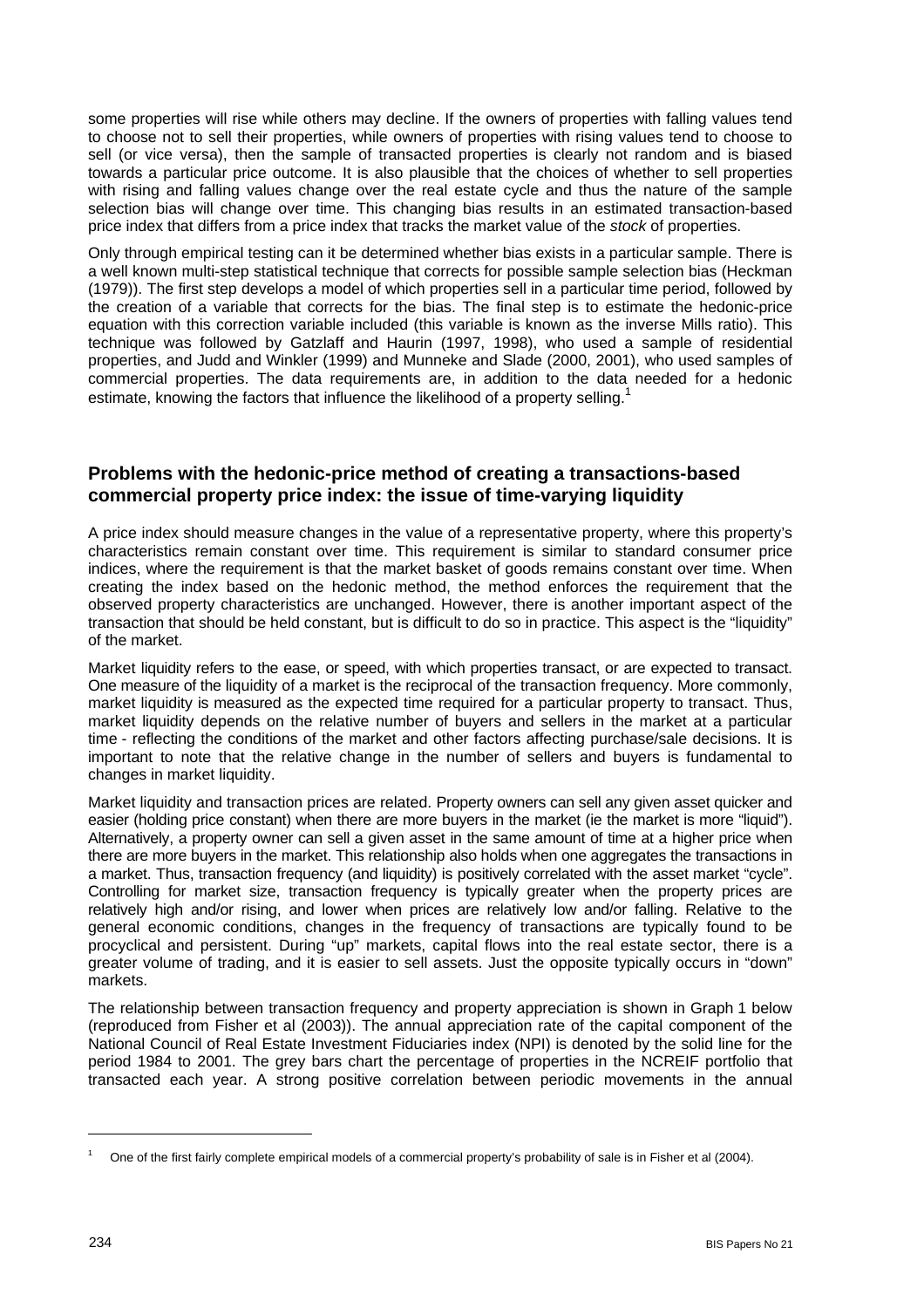some properties will rise while others may decline. If the owners of properties with falling values tend to choose not to sell their properties, while owners of properties with rising values tend to choose to sell (or vice versa), then the sample of transacted properties is clearly not random and is biased towards a particular price outcome. It is also plausible that the choices of whether to sell properties with rising and falling values change over the real estate cycle and thus the nature of the sample selection bias will change over time. This changing bias results in an estimated transaction-based price index that differs from a price index that tracks the market value of the *stock* of properties.

Only through empirical testing can it be determined whether bias exists in a particular sample. There is a well known multi-step statistical technique that corrects for possible sample selection bias (Heckman (1979)). The first step develops a model of which properties sell in a particular time period, followed by the creation of a variable that corrects for the bias. The final step is to estimate the hedonic-price equation with this correction variable included (this variable is known as the inverse Mills ratio). This technique was followed by Gatzlaff and Haurin (1997, 1998), who used a sample of residential properties, and Judd and Winkler (1999) and Munneke and Slade (2000, 2001), who used samples of commercial properties. The data requirements are, in addition to the data needed for a hedonic estimate, knowing the factors that influence the likelihood of a property selling.[1]

## Problems with the hedonic-price method of creating a transactions-based commercial property price index: the issue of time-varying liquidity

A price index should measure changes in the value of a representative property, where this property's characteristics remain constant over time. This requirement is similar to standard consumer price indices, where the requirement is that the market basket of goods remains constant over time. When creating the index based on the hedonic method, the method enforces the requirement that the observed property characteristics are unchanged. However, there is another important aspect of the transaction that should be held constant, but is difficult to do so in practice. This aspect is the "liquidity" of the market.

Market liquidity refers to the ease, or speed, with which properties transact, or are expected to transact. One measure of the liquidity of a market is the reciprocal of the transaction frequency. More commonly, market liquidity is measured as the expected time required for a particular property to transact. Thus, market liquidity depends on the relative number of buyers and sellers in the market at a particular time - reflecting the conditions of the market and other factors affecting purchase/sale decisions. It is important to note that the relative change in the number of sellers and buyers is fundamental to changes in market liquidity.

Market liquidity and transaction prices are related. Property owners can sell any given asset quicker and easier (holding price constant) when there are more buyers in the market (ie the market is more "liquid"). Alternatively, a property owner can sell a given asset in the same amount of time at a higher price when there are more buyers in the market. This relationship also holds when one aggregates the transactions in a market. Thus, transaction frequency (and liquidity) is positively correlated with the asset market "cycle". Controlling for market size, transaction frequency is typically greater when the property prices are relatively high and/or rising, and lower when prices are relatively low and/or falling. Relative to the general economic conditions, changes in the frequency of transactions are typically found to be procyclical and persistent. During "up" markets, capital flows into the real estate sector, there is a greater volume of trading, and it is easier to sell assets. Just the opposite typically occurs in "down" markets.

The relationship between transaction frequency and property appreciation is shown in Graph 1 below (reproduced from Fisher et al (2003)). The annual appreciation rate of the capital component of the National Council of Real Estate Investment Fiduciaries index (NPI) is denoted by the solid line for the period 1984 to 2001. The grey bars chart the percentage of properties in the NCREIF portfolio that transacted each year. A strong positive correlation between periodic movements in the annual

[1] One of the first fairly complete empirical models of a commercial property's probability of sale is in Fisher et al (2004).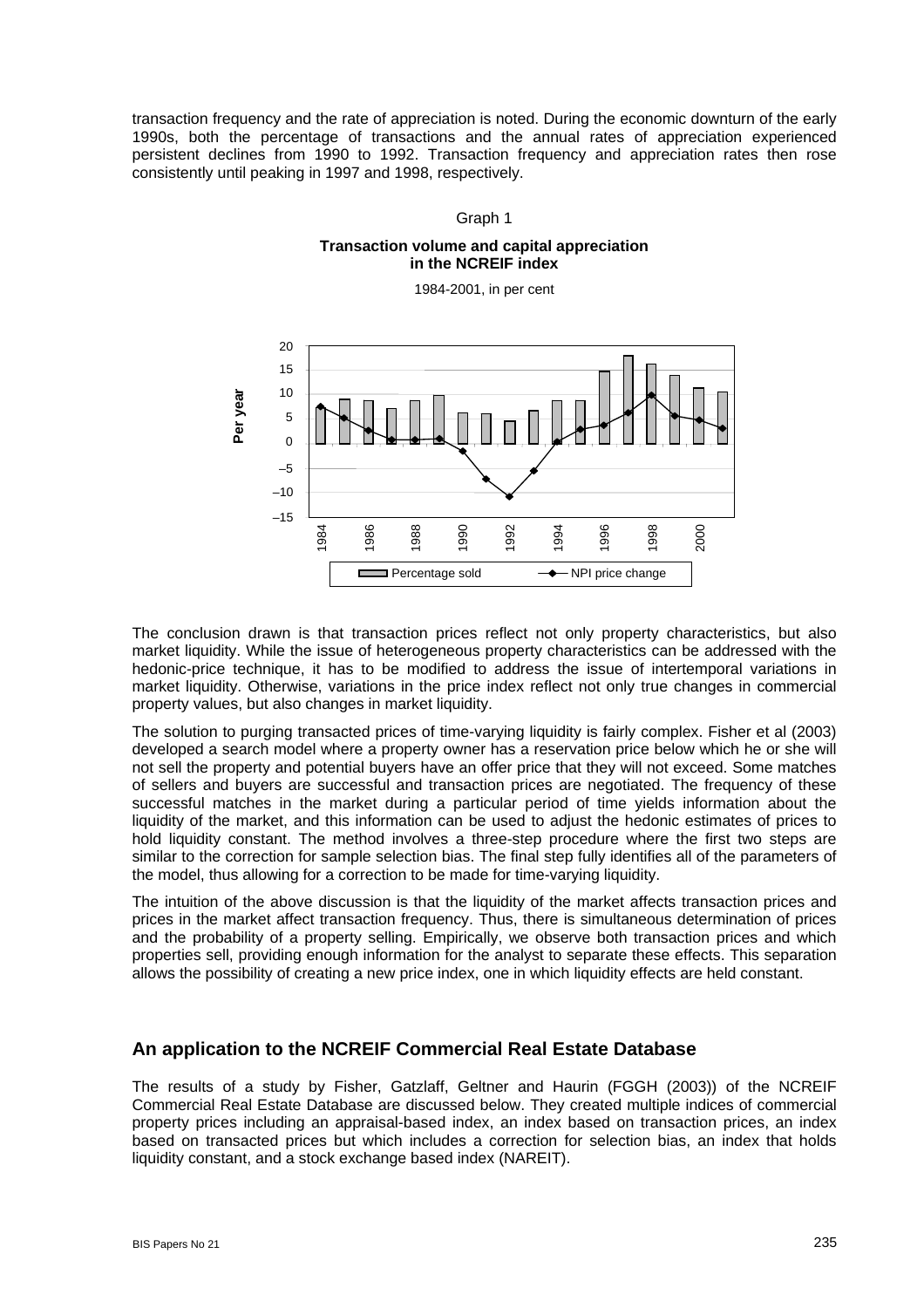transaction frequency and the rate of appreciation is noted. During the economic downturn of the early 1990s, both the percentage of transactions and the annual rates of appreciation experienced persistent declines from 1990 to 1992. Transaction frequency and appreciation rates then rose consistently until peaking in 1997 and 1998, respectively.

Graph 1

**Transaction volume and capital appreciation in the NCREIF index**

1984-2001, in per cent

The conclusion drawn is that transaction prices reflect not only property characteristics, but also market liquidity. While the issue of heterogeneous property characteristics can be addressed with the hedonic-price technique, it has to be modified to address the issue of intertemporal variations in market liquidity. Otherwise, variations in the price index reflect not only true changes in commercial property values, but also changes in market liquidity.

The solution to purging transacted prices of time-varying liquidity is fairly complex. Fisher et al (2003) developed a search model where a property owner has a reservation price below which he or she will not sell the property and potential buyers have an offer price that they will not exceed. Some matches of sellers and buyers are successful and transaction prices are negotiated. The frequency of these successful matches in the market during a particular period of time yields information about the liquidity of the market, and this information can be used to adjust the hedonic estimates of prices to hold liquidity constant. The method involves a three-step procedure where the first two steps are similar to the correction for sample selection bias. The final step fully identifies all of the parameters of the model, thus allowing for a correction to be made for time-varying liquidity.

The intuition of the above discussion is that the liquidity of the market affects transaction prices and prices in the market affect transaction frequency. Thus, there is simultaneous determination of prices and the probability of a property selling. Empirically, we observe both transaction prices and which properties sell, providing enough information for the analyst to separate these effects. This separation allows the possibility of creating a new price index, one in which liquidity effects are held constant.

## An application to the NCREIF Commercial Real Estate Database

The results of a study by Fisher, Gatzlaff, Geltner and Haurin (FGGH (2003)) of the NCREIF Commercial Real Estate Database are discussed below. They created multiple indices of commercial property prices including an appraisal-based index, an index based on transaction prices, an index based on transacted prices but which includes a correction for selection bias, an index that holds liquidity constant, and a stock exchange based index (NAREIT).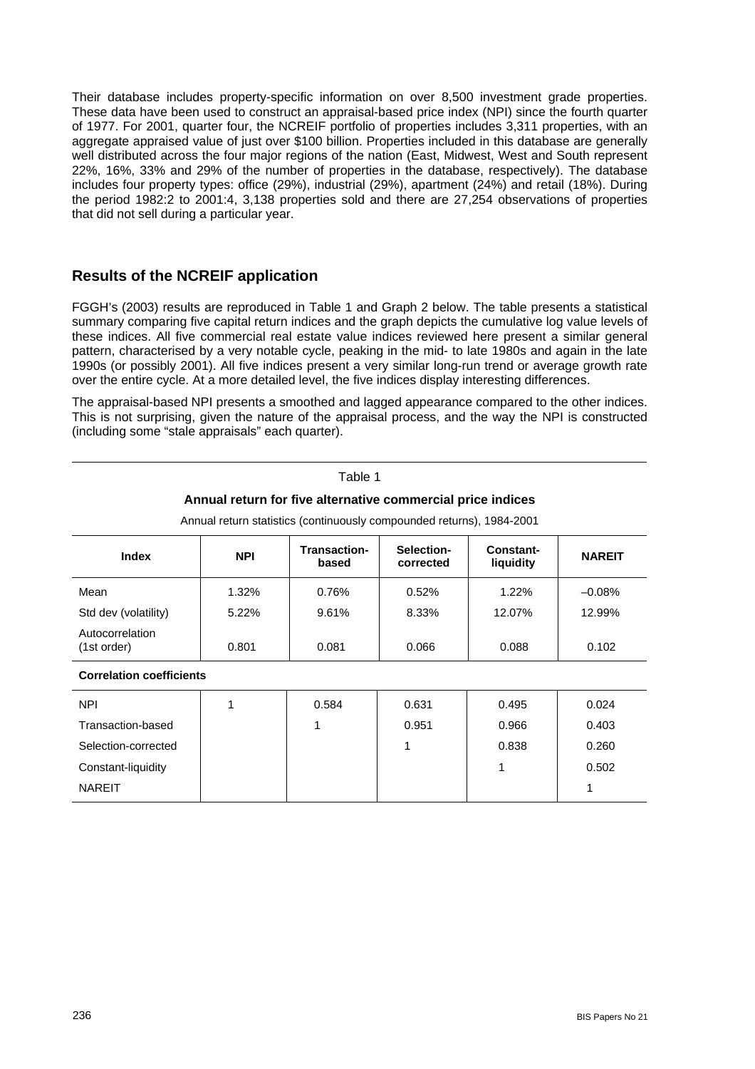Their database includes property-specific information on over 8,500 investment grade properties. These data have been used to construct an appraisal-based price index (NPI) since the fourth quarter of 1977. For 2001, quarter four, the NCREIF portfolio of properties includes 3,311 properties, with an aggregate appraised value of just over \$100 billion. Properties included in this database are generally well distributed across the four major regions of the nation (East, Midwest, West and South represent 22%, 16%, 33% and 29% of the number of properties in the database, respectively). The database includes four property types: office (29%), industrial (29%), apartment (24%) and retail (18%). During the period 1982:2 to 2001:4, 3,138 properties sold and there are 27,254 observations of properties that did not sell during a particular year.

## Results of the NCREIF application

FGGH's (2003) results are reproduced in Table 1 and Graph 2 below. The table presents a statistical summary comparing five capital return indices and the graph depicts the cumulative log value levels of these indices. All five commercial real estate value indices reviewed here present a similar general pattern, characterised by a very notable cycle, peaking in the mid- to late 1980s and again in the late 1990s (or possibly 2001). All five indices present a very similar long-run trend or average growth rate over the entire cycle. At a more detailed level, the five indices display interesting differences.

The appraisal-based NPI presents a smoothed and lagged appearance compared to the other indices. This is not surprising, given the nature of the appraisal process, and the way the NPI is constructed (including some "stale appraisals" each quarter).

Table 1

**Annual return for five alternative commercial price indices**

Annual return statistics (continuously compounded returns), 1984-2001

| Index | NPI | Transaction-based | Selection-corrected | Constant-liquidity | NAREIT |
|---|---|---|---|---|---|
| Mean | 1.32% | 0.76% | 0.52% | 1.22% | –0.08% |
| Std dev (volatility) | 5.22% | 9.61% | 8.33% | 12.07% | 12.99% |
| Autocorrelation (1st order) | 0.801 | 0.081 | 0.066 | 0.088 | 0.102 |
| **Correlation coefficients** | | | | | |
| NPI | 1 | 0.584 | 0.631 | 0.495 | 0.024 |
| Transaction-based | | 1 | 0.951 | 0.966 | 0.403 |
| Selection-corrected | | | 1 | 0.838 | 0.260 |
| Constant-liquidity | | | | 1 | 0.502 |
| NAREIT | | | | | 1 |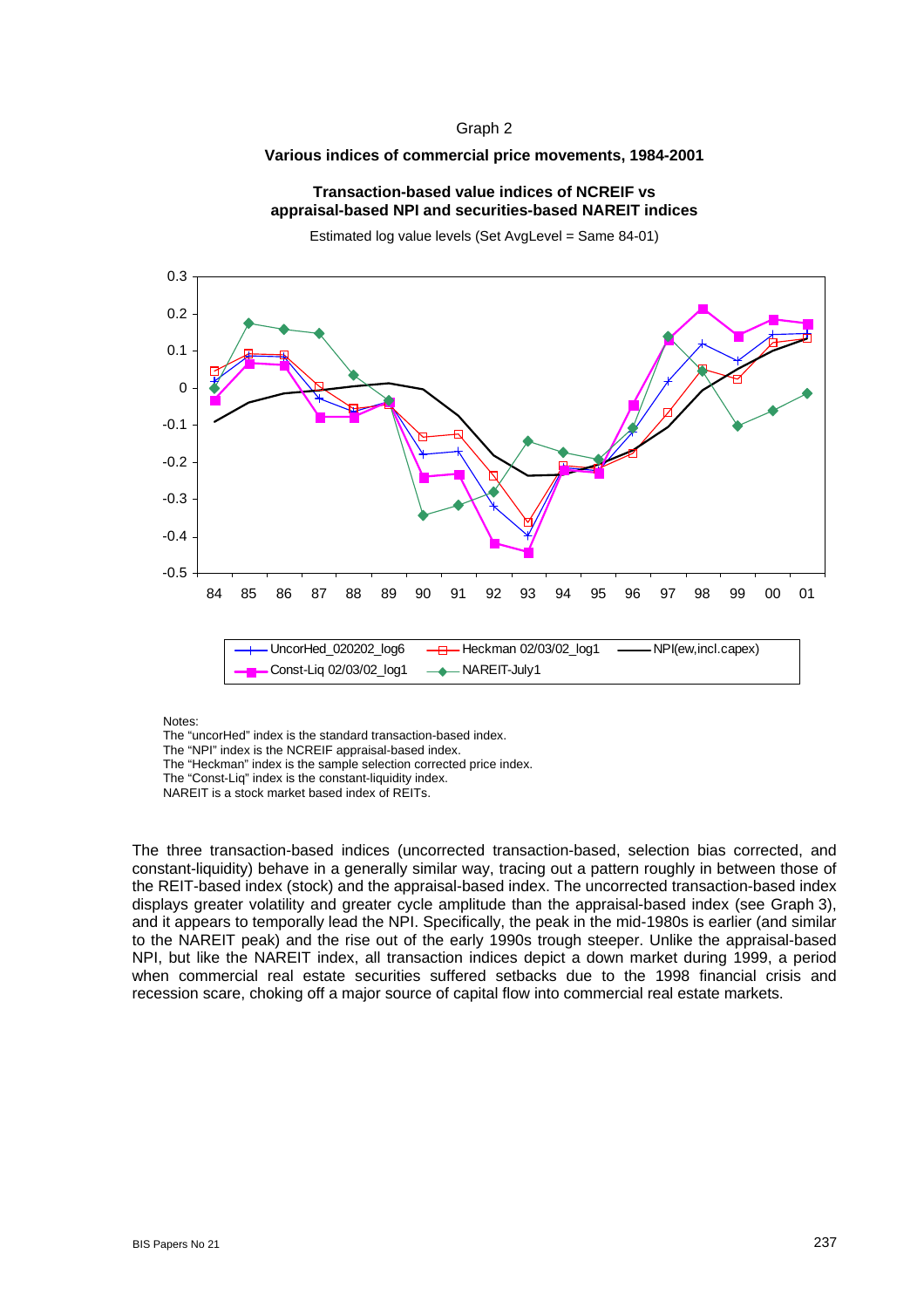Graph 2

**Various indices of commercial price movements, 1984-2001**

**Transaction-based value indices of NCREIF vs appraisal-based NPI and securities-based NAREIT indices**

Estimated log value levels (Set AvgLevel = Same 84-01)

Notes:
The "uncorHed" index is the standard transaction-based index.
The "NPI" index is the NCREIF appraisal-based index.
The "Heckman" index is the sample selection corrected price index.
The "Const-Liq" index is the constant-liquidity index.
NAREIT is a stock market based index of REITs.

The three transaction-based indices (uncorrected transaction-based, selection bias corrected, and constant-liquidity) behave in a generally similar way, tracing out a pattern roughly in between those of the REIT-based index (stock) and the appraisal-based index. The uncorrected transaction-based index displays greater volatility and greater cycle amplitude than the appraisal-based index (see Graph 3), and it appears to temporally lead the NPI. Specifically, the peak in the mid-1980s is earlier (and similar to the NAREIT peak) and the rise out of the early 1990s trough steeper. Unlike the appraisal-based NPI, but like the NAREIT index, all transaction indices depict a down market during 1999, a period when commercial real estate securities suffered setbacks due to the 1998 financial crisis and recession scare, choking off a major source of capital flow into commercial real estate markets.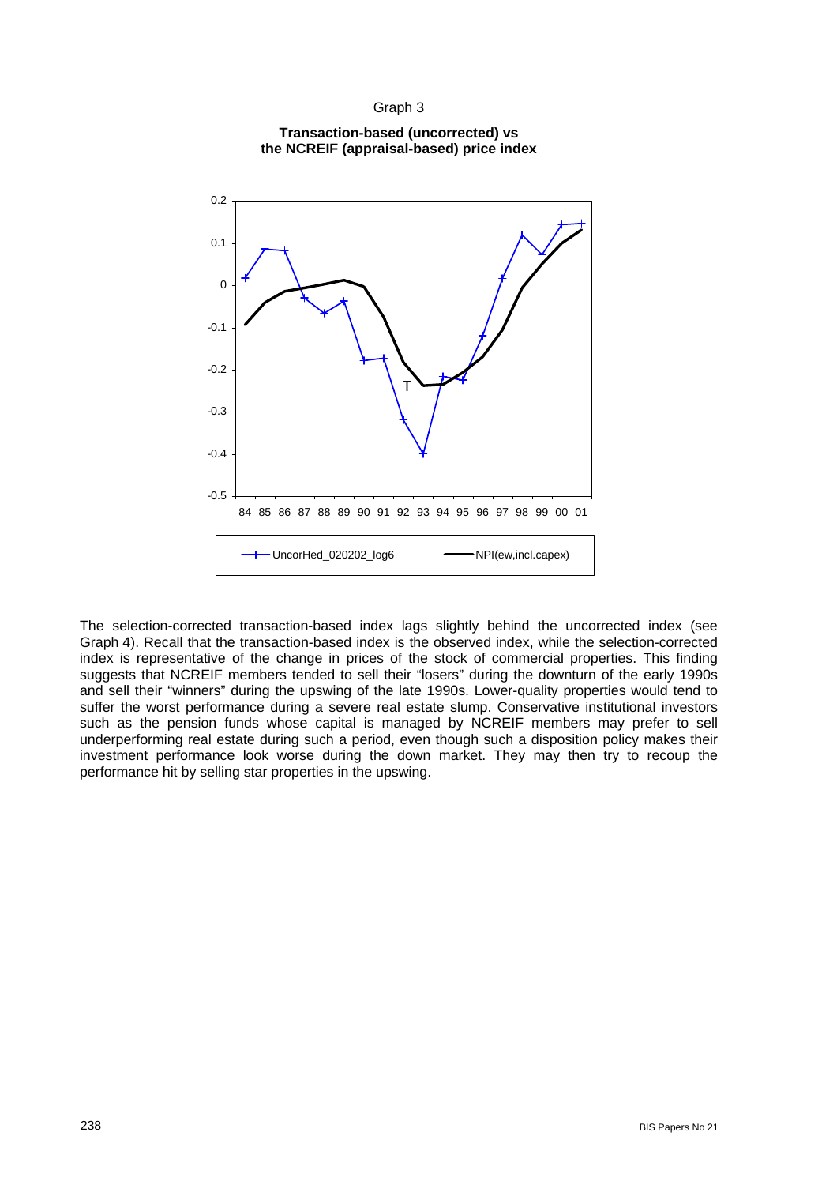Graph 3

**Transaction-based (uncorrected) vs the NCREIF (appraisal-based) price index**

The selection-corrected transaction-based index lags slightly behind the uncorrected index (see Graph 4). Recall that the transaction-based index is the observed index, while the selection-corrected index is representative of the change in prices of the stock of commercial properties. This finding suggests that NCREIF members tended to sell their "losers" during the downturn of the early 1990s and sell their "winners" during the upswing of the late 1990s. Lower-quality properties would tend to suffer the worst performance during a severe real estate slump. Conservative institutional investors such as the pension funds whose capital is managed by NCREIF members may prefer to sell underperforming real estate during such a period, even though such a disposition policy makes their investment performance look worse during the down market. They may then try to recoup the performance hit by selling star properties in the upswing.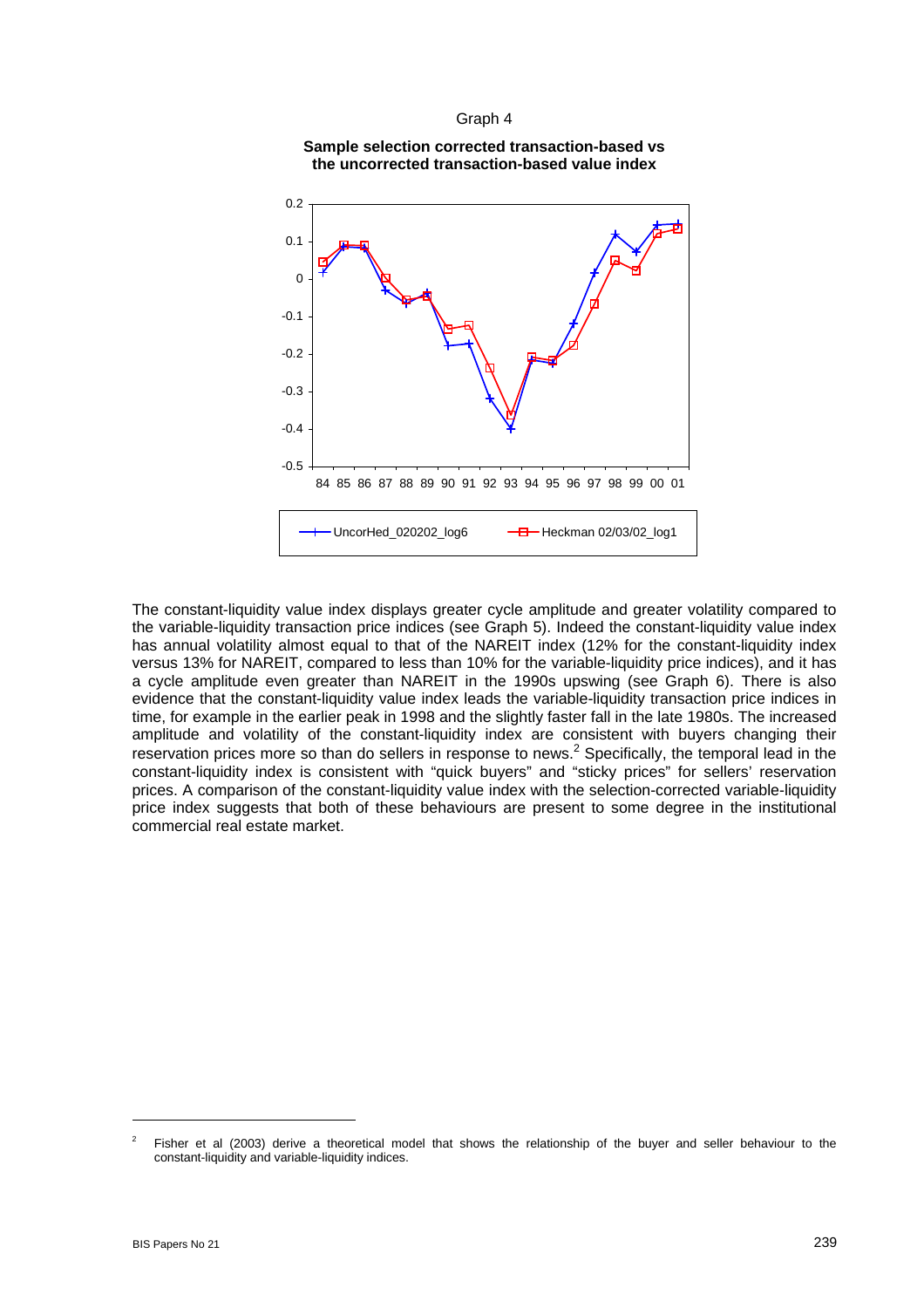Graph 4

**Sample selection corrected transaction-based vs the uncorrected transaction-based value index**

The constant-liquidity value index displays greater cycle amplitude and greater volatility compared to the variable-liquidity transaction price indices (see Graph 5). Indeed the constant-liquidity value index has annual volatility almost equal to that of the NAREIT index (12% for the constant-liquidity index versus 13% for NAREIT, compared to less than 10% for the variable-liquidity price indices), and it has a cycle amplitude even greater than NAREIT in the 1990s upswing (see Graph 6). There is also evidence that the constant-liquidity value index leads the variable-liquidity transaction price indices in time, for example in the earlier peak in 1998 and the slightly faster fall in the late 1980s. The increased amplitude and volatility of the constant-liquidity index are consistent with buyers changing their reservation prices more so than do sellers in response to news.[2] Specifically, the temporal lead in the constant-liquidity index is consistent with "quick buyers" and "sticky prices" for sellers' reservation prices. A comparison of the constant-liquidity value index with the selection-corrected variable-liquidity price index suggests that both of these behaviours are present to some degree in the institutional commercial real estate market.

---

[2] Fisher et al (2003) derive a theoretical model that shows the relationship of the buyer and seller behaviour to the constant-liquidity and variable-liquidity indices.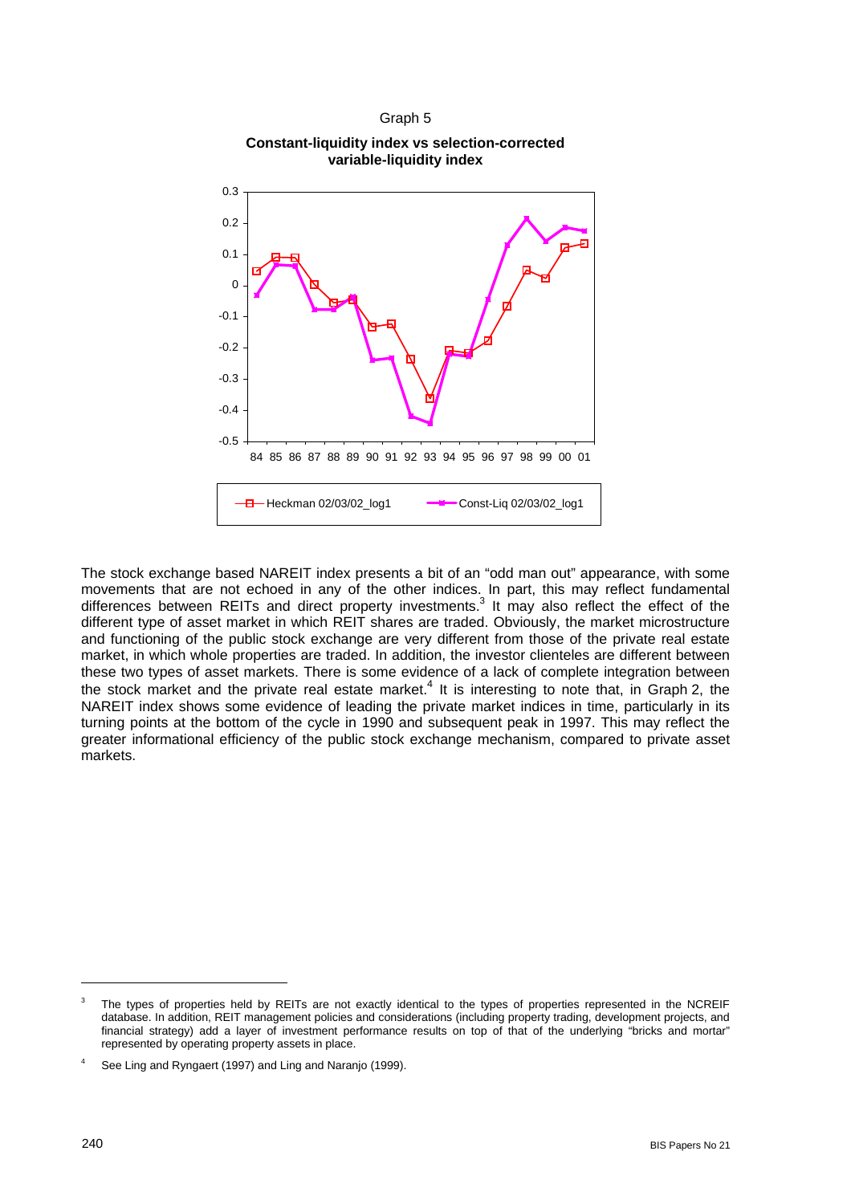Graph 5

**Constant-liquidity index vs selection-corrected variable-liquidity index**

The stock exchange based NAREIT index presents a bit of an "odd man out" appearance, with some movements that are not echoed in any of the other indices. In part, this may reflect fundamental differences between REITs and direct property investments.[3] It may also reflect the effect of the different type of asset market in which REIT shares are traded. Obviously, the market microstructure and functioning of the public stock exchange are very different from those of the private real estate market, in which whole properties are traded. In addition, the investor clienteles are different between these two types of asset markets. There is some evidence of a lack of complete integration between the stock market and the private real estate market.[4] It is interesting to note that, in Graph 2, the NAREIT index shows some evidence of leading the private market indices in time, particularly in its turning points at the bottom of the cycle in 1990 and subsequent peak in 1997. This may reflect the greater informational efficiency of the public stock exchange mechanism, compared to private asset markets.

---

[3] The types of properties held by REITs are not exactly identical to the types of properties represented in the NCREIF database. In addition, REIT management policies and considerations (including property trading, development projects, and financial strategy) add a layer of investment performance results on top of that of the underlying "bricks and mortar" represented by operating property assets in place.

[4] See Ling and Ryngaert (1997) and Ling and Naranjo (1999).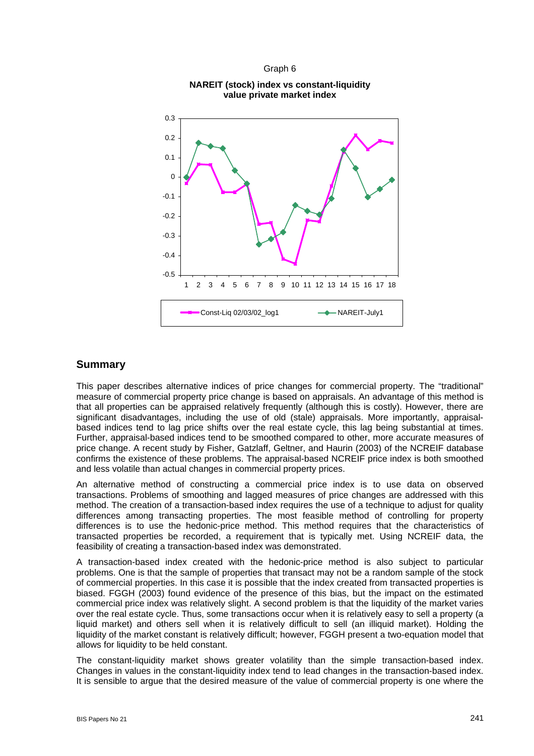Graph 6

**NAREIT (stock) index vs constant-liquidity value private market index**

## Summary

This paper describes alternative indices of price changes for commercial property. The "traditional" measure of commercial property price change is based on appraisals. An advantage of this method is that all properties can be appraised relatively frequently (although this is costly). However, there are significant disadvantages, including the use of old (stale) appraisals. More importantly, appraisal-based indices tend to lag price shifts over the real estate cycle, this lag being substantial at times. Further, appraisal-based indices tend to be smoothed compared to other, more accurate measures of price change. A recent study by Fisher, Gatzlaff, Geltner, and Haurin (2003) of the NCREIF database confirms the existence of these problems. The appraisal-based NCREIF price index is both smoothed and less volatile than actual changes in commercial property prices.

An alternative method of constructing a commercial price index is to use data on observed transactions. Problems of smoothing and lagged measures of price changes are addressed with this method. The creation of a transaction-based index requires the use of a technique to adjust for quality differences among transacting properties. The most feasible method of controlling for property differences is to use the hedonic-price method. This method requires that the characteristics of transacted properties be recorded, a requirement that is typically met. Using NCREIF data, the feasibility of creating a transaction-based index was demonstrated.

A transaction-based index created with the hedonic-price method is also subject to particular problems. One is that the sample of properties that transact may not be a random sample of the stock of commercial properties. In this case it is possible that the index created from transacted properties is biased. FGGH (2003) found evidence of the presence of this bias, but the impact on the estimated commercial price index was relatively slight. A second problem is that the liquidity of the market varies over the real estate cycle. Thus, some transactions occur when it is relatively easy to sell a property (a liquid market) and others sell when it is relatively difficult to sell (an illiquid market). Holding the liquidity of the market constant is relatively difficult; however, FGGH present a two-equation model that allows for liquidity to be held constant.

The constant-liquidity market shows greater volatility than the simple transaction-based index. Changes in values in the constant-liquidity index tend to lead changes in the transaction-based index. It is sensible to argue that the desired measure of the value of commercial property is one where the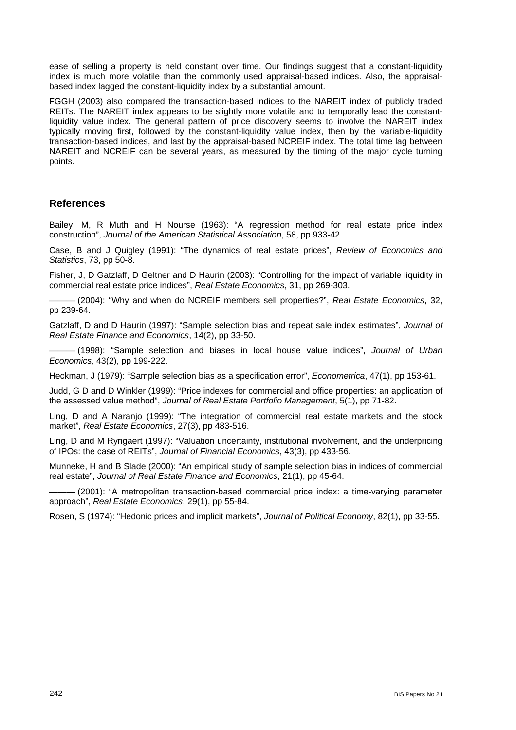ease of selling a property is held constant over time. Our findings suggest that a constant-liquidity index is much more volatile than the commonly used appraisal-based indices. Also, the appraisal-based index lagged the constant-liquidity index by a substantial amount.

FGGH (2003) also compared the transaction-based indices to the NAREIT index of publicly traded REITs. The NAREIT index appears to be slightly more volatile and to temporally lead the constant-liquidity value index. The general pattern of price discovery seems to involve the NAREIT index typically moving first, followed by the constant-liquidity value index, then by the variable-liquidity transaction-based indices, and last by the appraisal-based NCREIF index. The total time lag between NAREIT and NCREIF can be several years, as measured by the timing of the major cycle turning points.

## References

Bailey, M, R Muth and H Nourse (1963): "A regression method for real estate price index construction", *Journal of the American Statistical Association*, 58, pp 933-42.

Case, B and J Quigley (1991): "The dynamics of real estate prices", *Review of Economics and Statistics*, 73, pp 50-8.

Fisher, J, D Gatzlaff, D Geltner and D Haurin (2003): "Controlling for the impact of variable liquidity in commercial real estate price indices", *Real Estate Economics*, 31, pp 269-303.

——— (2004): "Why and when do NCREIF members sell properties?", *Real Estate Economics*, 32, pp 239-64.

Gatzlaff, D and D Haurin (1997): "Sample selection bias and repeat sale index estimates", *Journal of Real Estate Finance and Economics*, 14(2), pp 33-50.

——— (1998): "Sample selection and biases in local house value indices", *Journal of Urban Economics,* 43(2), pp 199-222.

Heckman, J (1979): "Sample selection bias as a specification error", *Econometrica*, 47(1), pp 153-61.

Judd, G D and D Winkler (1999): "Price indexes for commercial and office properties: an application of the assessed value method", *Journal of Real Estate Portfolio Management*, 5(1), pp 71-82.

Ling, D and A Naranjo (1999): "The integration of commercial real estate markets and the stock market", *Real Estate Economics*, 27(3), pp 483-516.

Ling, D and M Ryngaert (1997): "Valuation uncertainty, institutional involvement, and the underpricing of IPOs: the case of REITs", *Journal of Financial Economics*, 43(3), pp 433-56.

Munneke, H and B Slade (2000): "An empirical study of sample selection bias in indices of commercial real estate", *Journal of Real Estate Finance and Economics*, 21(1), pp 45-64.

——— (2001): "A metropolitan transaction-based commercial price index: a time-varying parameter approach", *Real Estate Economics*, 29(1), pp 55-84.

Rosen, S (1974): "Hedonic prices and implicit markets", *Journal of Political Economy*, 82(1), pp 33-55.